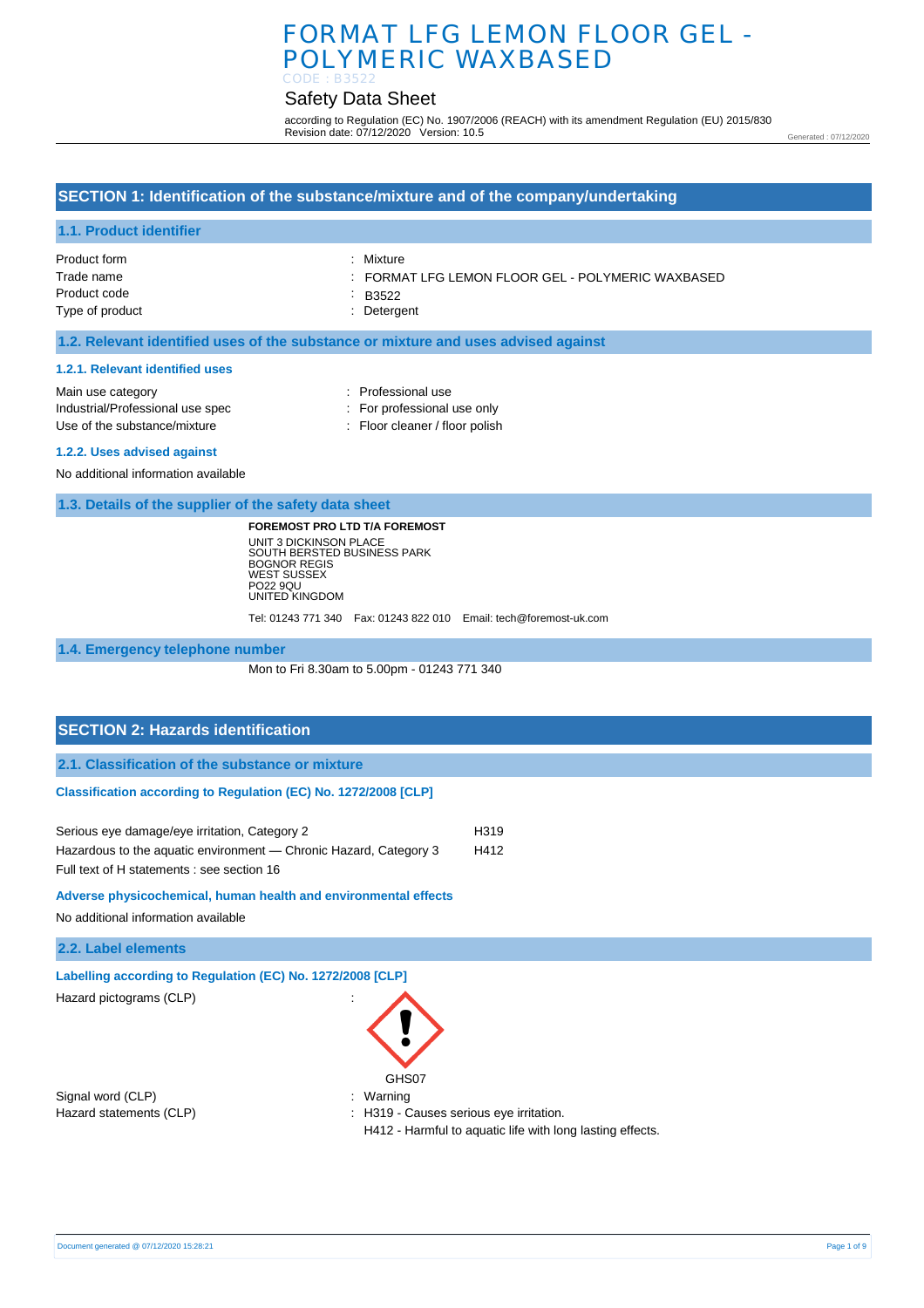# FORMAT LFG LEMON FLOOR GEL - POLYMERIC WAXBASED

CODE : B3522

## Safety Data Sheet

according to Regulation (EC) No. 1907/2006 (REACH) with its amendment Regulation (EU) 2015/830
Revision date: 07/12/2020 Version: 10.5

Generated : 07/12/2020

## SECTION 1: Identification of the substance/mixture and of the company/undertaking

### 1.1. Product identifier

| | |
|---|---|
| Product form | : Mixture |
| Trade name | : FORMAT LFG LEMON FLOOR GEL - POLYMERIC WAXBASED |
| Product code | : B3522 |
| Type of product | : Detergent |

### 1.2. Relevant identified uses of the substance or mixture and uses advised against

#### 1.2.1. Relevant identified uses

| | |
|---|---|
| Main use category | : Professional use |
| Industrial/Professional use spec | : For professional use only |
| Use of the substance/mixture | : Floor cleaner / floor polish |

#### 1.2.2. Uses advised against

No additional information available

### 1.3. Details of the supplier of the safety data sheet

**FOREMOST PRO LTD T/A FOREMOST**
UNIT 3 DICKINSON PLACE
SOUTH BERSTED BUSINESS PARK
BOGNOR REGIS
WEST SUSSEX
PO22 9QU
UNITED KINGDOM

Tel: 01243 771 340 Fax: 01243 822 010 Email: tech@foremost-uk.com

### 1.4. Emergency telephone number

Mon to Fri 8.30am to 5.00pm - 01243 771 340

## SECTION 2: Hazards identification

### 2.1. Classification of the substance or mixture

**Classification according to Regulation (EC) No. 1272/2008 [CLP]**

| | |
|---|---|
| Serious eye damage/eye irritation, Category 2 | H319 |
| Hazardous to the aquatic environment — Chronic Hazard, Category 3 | H412 |

Full text of H statements : see section 16

**Adverse physicochemical, human health and environmental effects**

No additional information available

### 2.2. Label elements

**Labelling according to Regulation (EC) No. 1272/2008 [CLP]**

Hazard pictograms (CLP) :

GHS07

| | |
|---|---|
| Signal word (CLP) | : Warning |
| Hazard statements (CLP) | : H319 - Causes serious eye irritation.<br>H412 - Harmful to aquatic life with long lasting effects. |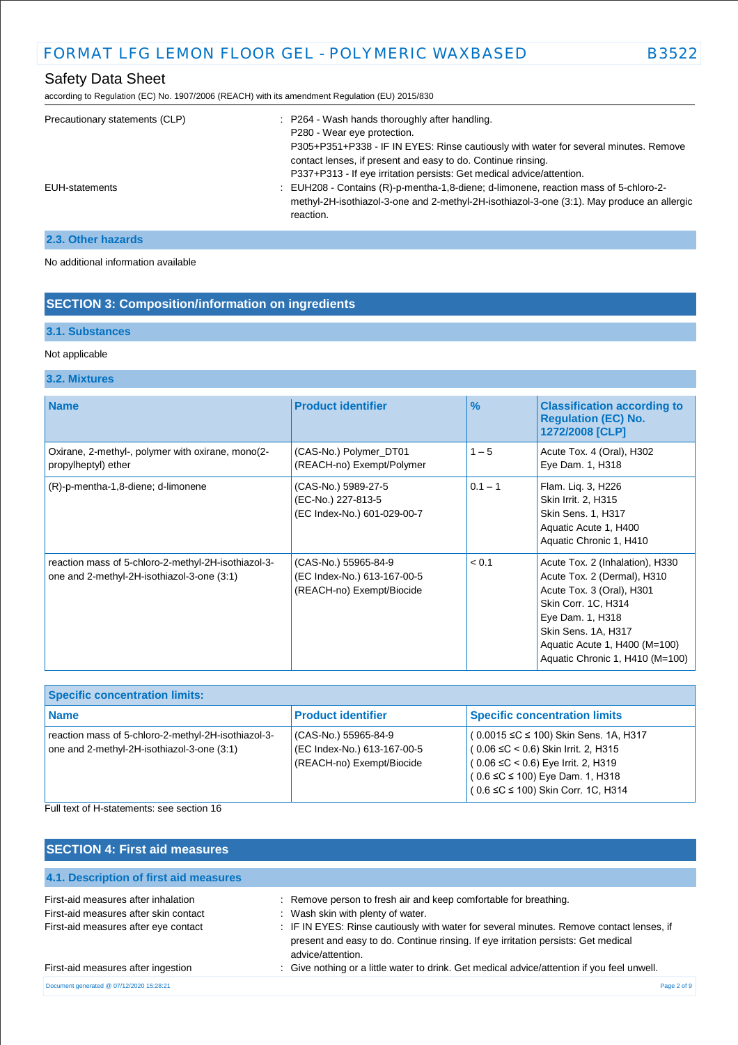| | |
|---|---|
| Precautionary statements (CLP) | : P264 - Wash hands thoroughly after handling.<br>P280 - Wear eye protection.<br>P305+P351+P338 - IF IN EYES: Rinse cautiously with water for several minutes. Remove contact lenses, if present and easy to do. Continue rinsing.<br>P337+P313 - If eye irritation persists: Get medical advice/attention. |
| EUH-statements | : EUH208 - Contains (R)-p-mentha-1,8-diene; d-limonene, reaction mass of 5-chloro-2-methyl-2H-isothiazol-3-one and 2-methyl-2H-isothiazol-3-one (3:1). May produce an allergic reaction. |

### 2.3. Other hazards

No additional information available

## SECTION 3: Composition/information on ingredients

### 3.1. Substances

Not applicable

### 3.2. Mixtures

| Name | Product identifier | % | Classification according to Regulation (EC) No. 1272/2008 [CLP] |
|---|---|---|---|
| Oxirane, 2-methyl-, polymer with oxirane, mono(2-propylheptyl) ether | (CAS-No.) Polymer_DT01<br>(REACH-no) Exempt/Polymer | 1 – 5 | Acute Tox. 4 (Oral), H302<br>Eye Dam. 1, H318 |
| (R)-p-mentha-1,8-diene; d-limonene | (CAS-No.) 5989-27-5<br>(EC-No.) 227-813-5<br>(EC Index-No.) 601-029-00-7 | 0.1 – 1 | Flam. Liq. 3, H226<br>Skin Irrit. 2, H315<br>Skin Sens. 1, H317<br>Aquatic Acute 1, H400<br>Aquatic Chronic 1, H410 |
| reaction mass of 5-chloro-2-methyl-2H-isothiazol-3-one and 2-methyl-2H-isothiazol-3-one (3:1) | (CAS-No.) 55965-84-9<br>(EC Index-No.) 613-167-00-5<br>(REACH-no) Exempt/Biocide | < 0.1 | Acute Tox. 2 (Inhalation), H330<br>Acute Tox. 2 (Dermal), H310<br>Acute Tox. 3 (Oral), H301<br>Skin Corr. 1C, H314<br>Eye Dam. 1, H318<br>Skin Sens. 1A, H317<br>Aquatic Acute 1, H400 (M=100)<br>Aquatic Chronic 1, H410 (M=100) |

| Specific concentration limits: | | |
|---|---|---|
| **Name** | **Product identifier** | **Specific concentration limits** |
| reaction mass of 5-chloro-2-methyl-2H-isothiazol-3-one and 2-methyl-2H-isothiazol-3-one (3:1) | (CAS-No.) 55965-84-9<br>(EC Index-No.) 613-167-00-5<br>(REACH-no) Exempt/Biocide | ( 0.0015 ≤C ≤ 100) Skin Sens. 1A, H317<br>( 0.06 ≤C < 0.6) Skin Irrit. 2, H315<br>( 0.06 ≤C < 0.6) Eye Irrit. 2, H319<br>( 0.6 ≤C ≤ 100) Eye Dam. 1, H318<br>( 0.6 ≤C ≤ 100) Skin Corr. 1C, H314 |

Full text of H-statements: see section 16

## SECTION 4: First aid measures

### 4.1. Description of first aid measures

| | |
|---|---|
| First-aid measures after inhalation | : Remove person to fresh air and keep comfortable for breathing. |
| First-aid measures after skin contact | : Wash skin with plenty of water. |
| First-aid measures after eye contact | : IF IN EYES: Rinse cautiously with water for several minutes. Remove contact lenses, if present and easy to do. Continue rinsing. If eye irritation persists: Get medical advice/attention. |
| First-aid measures after ingestion | : Give nothing or a little water to drink. Get medical advice/attention if you feel unwell. |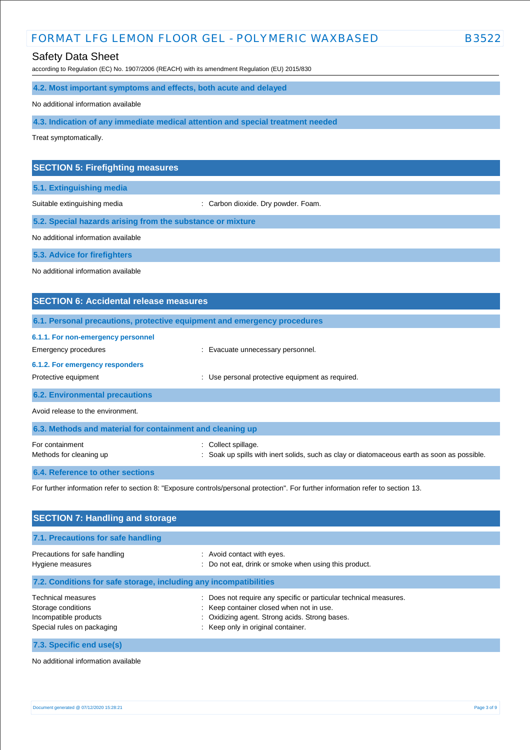### 4.2. Most important symptoms and effects, both acute and delayed

No additional information available

### 4.3. Indication of any immediate medical attention and special treatment needed

Treat symptomatically.

## SECTION 5: Firefighting measures

### 5.1. Extinguishing media

Suitable extinguishing media : Carbon dioxide. Dry powder. Foam.

### 5.2. Special hazards arising from the substance or mixture

No additional information available

### 5.3. Advice for firefighters

No additional information available

## SECTION 6: Accidental release measures

### 6.1. Personal precautions, protective equipment and emergency procedures

#### 6.1.1. For non-emergency personnel

Emergency procedures : Evacuate unnecessary personnel.

#### 6.1.2. For emergency responders

Protective equipment : Use personal protective equipment as required.

### 6.2. Environmental precautions

Avoid release to the environment.

### 6.3. Methods and material for containment and cleaning up

For containment : Collect spillage.

Methods for cleaning up : Soak up spills with inert solids, such as clay or diatomaceous earth as soon as possible.

### 6.4. Reference to other sections

For further information refer to section 8: "Exposure controls/personal protection". For further information refer to section 13.

## SECTION 7: Handling and storage

### 7.1. Precautions for safe handling

Precautions for safe handling : Avoid contact with eyes.

Hygiene measures : Do not eat, drink or smoke when using this product.

### 7.2. Conditions for safe storage, including any incompatibilities

Technical measures : Does not require any specific or particular technical measures.

Storage conditions : Keep container closed when not in use.

Incompatible products : Oxidizing agent. Strong acids. Strong bases.

Special rules on packaging : Keep only in original container.

### 7.3. Specific end use(s)

No additional information available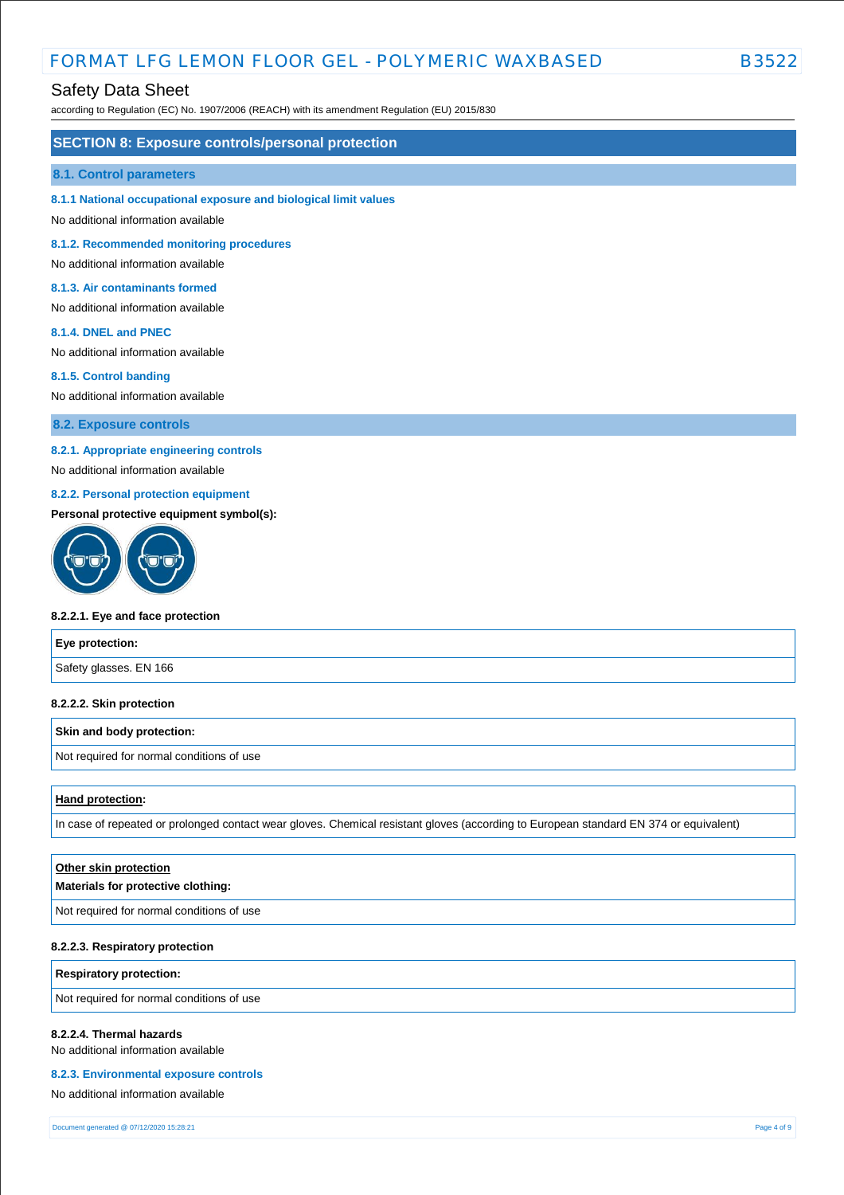## SECTION 8: Exposure controls/personal protection

### 8.1. Control parameters

#### 8.1.1 National occupational exposure and biological limit values

No additional information available

#### 8.1.2. Recommended monitoring procedures

No additional information available

#### 8.1.3. Air contaminants formed

No additional information available

#### 8.1.4. DNEL and PNEC

No additional information available

#### 8.1.5. Control banding

No additional information available

### 8.2. Exposure controls

#### 8.2.1. Appropriate engineering controls

No additional information available

#### 8.2.2. Personal protection equipment

**Personal protective equipment symbol(s):**

**8.2.2.1. Eye and face protection**

| Eye protection: |
| --- |
| Safety glasses. EN 166 |

**8.2.2.2. Skin protection**

| Skin and body protection: |
| --- |
| Not required for normal conditions of use |

| Hand protection: |
| --- |
| In case of repeated or prolonged contact wear gloves. Chemical resistant gloves (according to European standard EN 374 or equivalent) |

| Other skin protection<br>Materials for protective clothing: |
| --- |
| Not required for normal conditions of use |

**8.2.2.3. Respiratory protection**

| Respiratory protection: |
| --- |
| Not required for normal conditions of use |

**8.2.2.4. Thermal hazards**

No additional information available

#### 8.2.3. Environmental exposure controls

No additional information available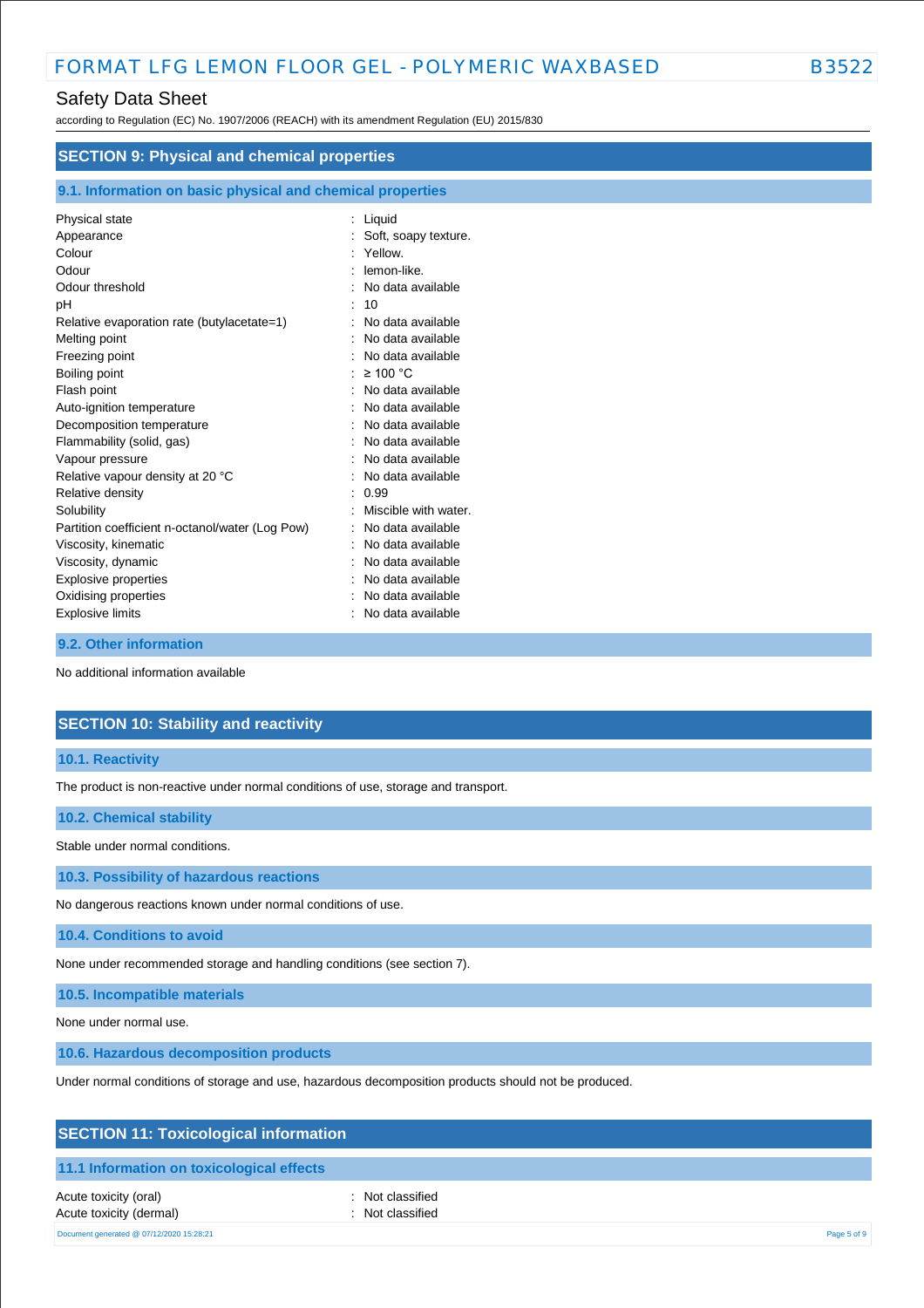## SECTION 9: Physical and chemical properties

### 9.1. Information on basic physical and chemical properties

| Property | | Value |
|---|---|---|
| Physical state | : | Liquid |
| Appearance | : | Soft, soapy texture. |
| Colour | : | Yellow. |
| Odour | : | lemon-like. |
| Odour threshold | : | No data available |
| pH | : | 10 |
| Relative evaporation rate (butylacetate=1) | : | No data available |
| Melting point | : | No data available |
| Freezing point | : | No data available |
| Boiling point | : | ≥ 100 °C |
| Flash point | : | No data available |
| Auto-ignition temperature | : | No data available |
| Decomposition temperature | : | No data available |
| Flammability (solid, gas) | : | No data available |
| Vapour pressure | : | No data available |
| Relative vapour density at 20 °C | : | No data available |
| Relative density | : | 0.99 |
| Solubility | : | Miscible with water. |
| Partition coefficient n-octanol/water (Log Pow) | : | No data available |
| Viscosity, kinematic | : | No data available |
| Viscosity, dynamic | : | No data available |
| Explosive properties | : | No data available |
| Oxidising properties | : | No data available |
| Explosive limits | : | No data available |

### 9.2. Other information

No additional information available

## SECTION 10: Stability and reactivity

### 10.1. Reactivity

The product is non-reactive under normal conditions of use, storage and transport.

### 10.2. Chemical stability

Stable under normal conditions.

### 10.3. Possibility of hazardous reactions

No dangerous reactions known under normal conditions of use.

### 10.4. Conditions to avoid

None under recommended storage and handling conditions (see section 7).

### 10.5. Incompatible materials

None under normal use.

### 10.6. Hazardous decomposition products

Under normal conditions of storage and use, hazardous decomposition products should not be produced.

## SECTION 11: Toxicological information

### 11.1 Information on toxicological effects

| Property | | Value |
|---|---|---|
| Acute toxicity (oral) | : | Not classified |
| Acute toxicity (dermal) | : | Not classified |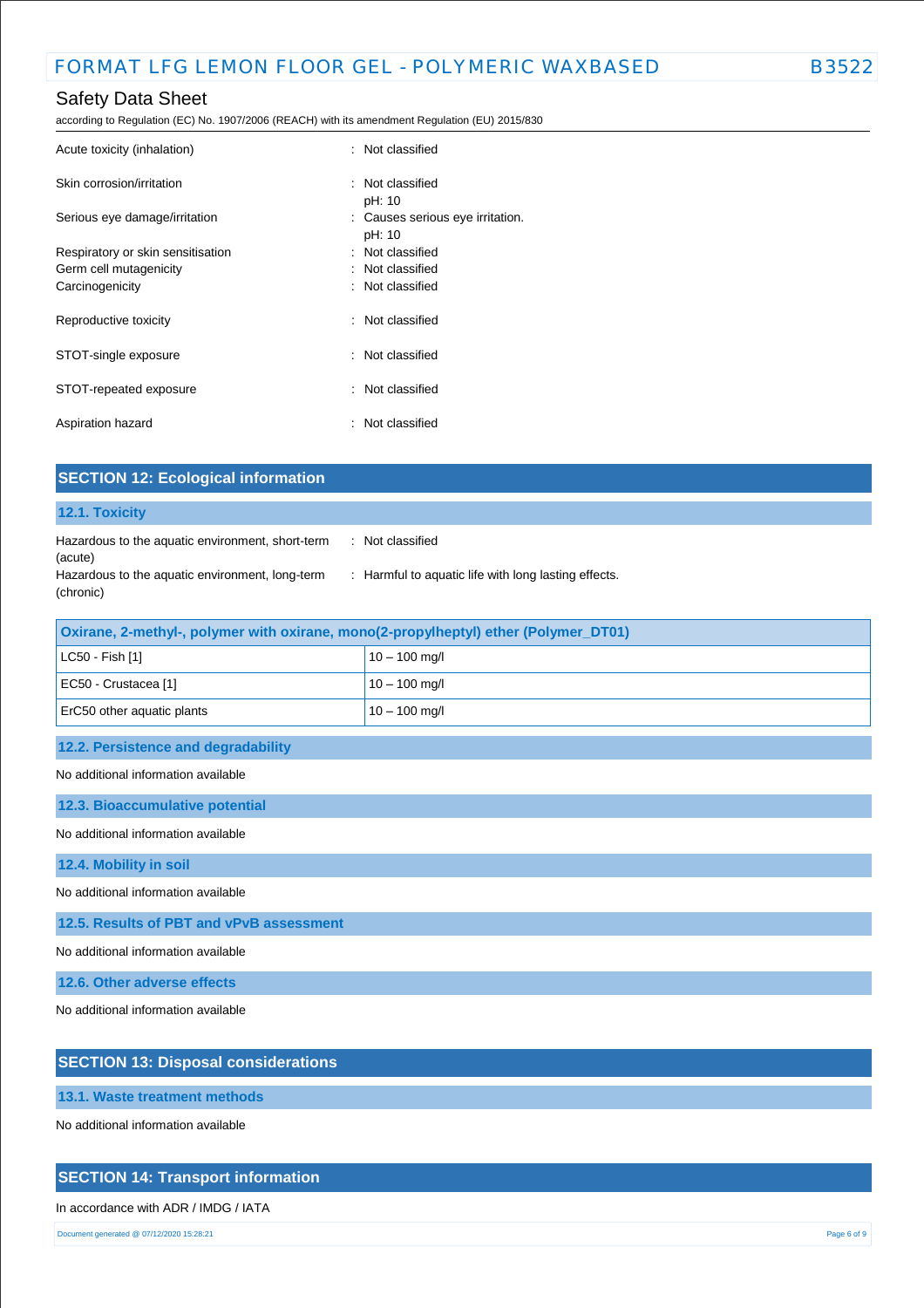| | |
|---|---|
| Acute toxicity (inhalation) | : Not classified |
| Skin corrosion/irritation | : Not classified<br>pH: 10 |
| Serious eye damage/irritation | : Causes serious eye irritation.<br>pH: 10 |
| Respiratory or skin sensitisation | : Not classified |
| Germ cell mutagenicity | : Not classified |
| Carcinogenicity | : Not classified |
| Reproductive toxicity | : Not classified |
| STOT-single exposure | : Not classified |
| STOT-repeated exposure | : Not classified |
| Aspiration hazard | : Not classified |

## SECTION 12: Ecological information

### 12.1. Toxicity

| | |
|---|---|
| Hazardous to the aquatic environment, short-term (acute) | : Not classified |
| Hazardous to the aquatic environment, long-term (chronic) | : Harmful to aquatic life with long lasting effects. |

| Oxirane, 2-methyl-, polymer with oxirane, mono(2-propylheptyl) ether (Polymer_DT01) | |
|---|---|
| LC50 - Fish [1] | 10 – 100 mg/l |
| EC50 - Crustacea [1] | 10 – 100 mg/l |
| ErC50 other aquatic plants | 10 – 100 mg/l |

### 12.2. Persistence and degradability

No additional information available

### 12.3. Bioaccumulative potential

No additional information available

### 12.4. Mobility in soil

No additional information available

### 12.5. Results of PBT and vPvB assessment

No additional information available

### 12.6. Other adverse effects

No additional information available

## SECTION 13: Disposal considerations

### 13.1. Waste treatment methods

No additional information available

## SECTION 14: Transport information

In accordance with ADR / IMDG / IATA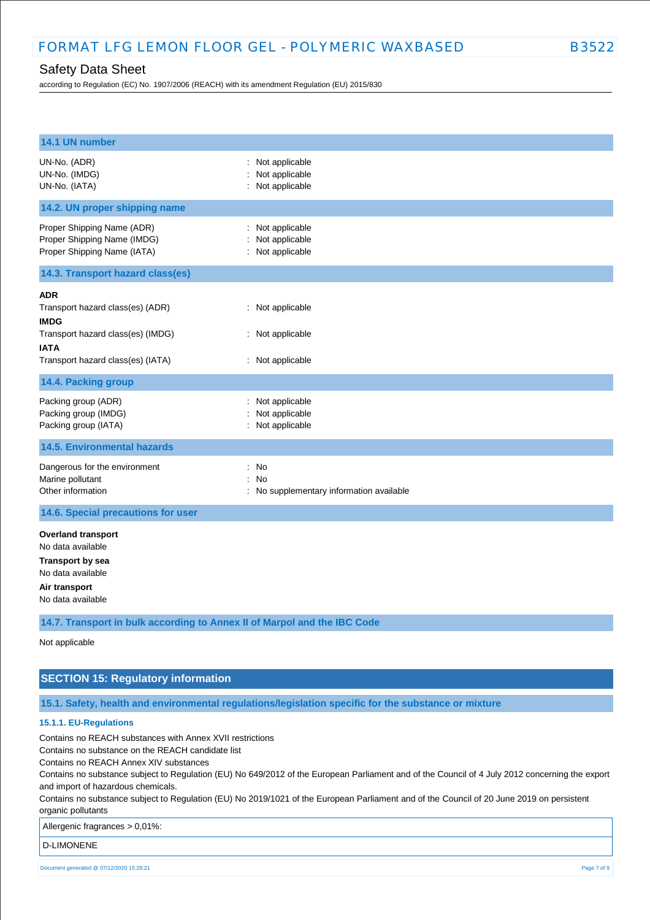### 14.1 UN number

| | |
|---|---|
| UN-No. (ADR) | : Not applicable |
| UN-No. (IMDG) | : Not applicable |
| UN-No. (IATA) | : Not applicable |

### 14.2. UN proper shipping name

| | |
|---|---|
| Proper Shipping Name (ADR) | : Not applicable |
| Proper Shipping Name (IMDG) | : Not applicable |
| Proper Shipping Name (IATA) | : Not applicable |

### 14.3. Transport hazard class(es)

**ADR**

Transport hazard class(es) (ADR) : Not applicable

**IMDG**

Transport hazard class(es) (IMDG) : Not applicable

**IATA**

Transport hazard class(es) (IATA) : Not applicable

### 14.4. Packing group

| | |
|---|---|
| Packing group (ADR) | : Not applicable |
| Packing group (IMDG) | : Not applicable |
| Packing group (IATA) | : Not applicable |

### 14.5. Environmental hazards

| | |
|---|---|
| Dangerous for the environment | : No |
| Marine pollutant | : No |
| Other information | : No supplementary information available |

### 14.6. Special precautions for user

**Overland transport**

No data available

**Transport by sea**

No data available

**Air transport**

No data available

### 14.7. Transport in bulk according to Annex II of Marpol and the IBC Code

Not applicable

## SECTION 15: Regulatory information

### 15.1. Safety, health and environmental regulations/legislation specific for the substance or mixture

#### 15.1.1. EU-Regulations

Contains no REACH substances with Annex XVII restrictions

Contains no substance on the REACH candidate list

Contains no REACH Annex XIV substances

Contains no substance subject to Regulation (EU) No 649/2012 of the European Parliament and of the Council of 4 July 2012 concerning the export and import of hazardous chemicals.

Contains no substance subject to Regulation (EU) No 2019/1021 of the European Parliament and of the Council of 20 June 2019 on persistent organic pollutants

| Allergenic fragrances > 0,01%: |
|---|
| D-LIMONENE |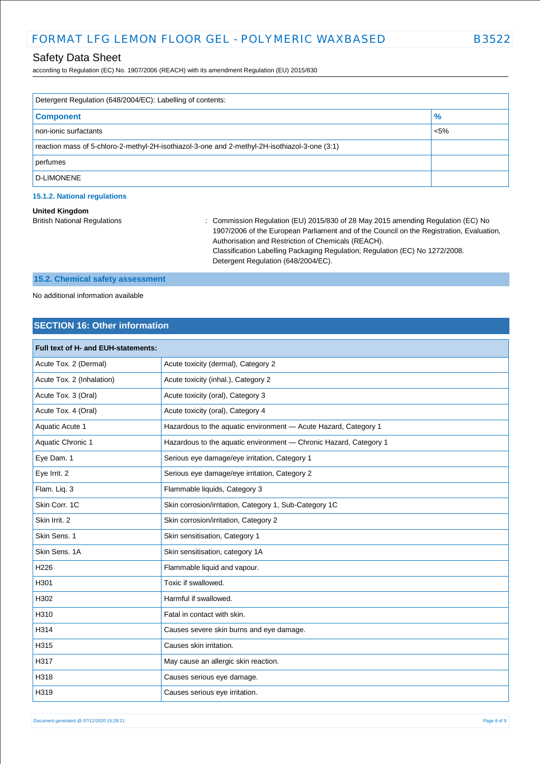| Detergent Regulation (648/2004/EC): Labelling of contents: | |
|---|---|
| **Component** | **%** |
| non-ionic surfactants | <5% |
| reaction mass of 5-chloro-2-methyl-2H-isothiazol-3-one and 2-methyl-2H-isothiazol-3-one (3:1) | |
| perfumes | |
| D-LIMONENE | |

#### 15.1.2. National regulations

**United Kingdom**

British National Regulations : Commission Regulation (EU) 2015/830 of 28 May 2015 amending Regulation (EC) No 1907/2006 of the European Parliament and of the Council on the Registration, Evaluation, Authorisation and Restriction of Chemicals (REACH).
Classification Labelling Packaging Regulation; Regulation (EC) No 1272/2008.
Detergent Regulation (648/2004/EC).

### 15.2. Chemical safety assessment

No additional information available

## SECTION 16: Other information

| Full text of H- and EUH-statements: | |
|---|---|
| Acute Tox. 2 (Dermal) | Acute toxicity (dermal), Category 2 |
| Acute Tox. 2 (Inhalation) | Acute toxicity (inhal.), Category 2 |
| Acute Tox. 3 (Oral) | Acute toxicity (oral), Category 3 |
| Acute Tox. 4 (Oral) | Acute toxicity (oral), Category 4 |
| Aquatic Acute 1 | Hazardous to the aquatic environment — Acute Hazard, Category 1 |
| Aquatic Chronic 1 | Hazardous to the aquatic environment — Chronic Hazard, Category 1 |
| Eye Dam. 1 | Serious eye damage/eye irritation, Category 1 |
| Eye Irrit. 2 | Serious eye damage/eye irritation, Category 2 |
| Flam. Liq. 3 | Flammable liquids, Category 3 |
| Skin Corr. 1C | Skin corrosion/irritation, Category 1, Sub-Category 1C |
| Skin Irrit. 2 | Skin corrosion/irritation, Category 2 |
| Skin Sens. 1 | Skin sensitisation, Category 1 |
| Skin Sens. 1A | Skin sensitisation, category 1A |
| H226 | Flammable liquid and vapour. |
| H301 | Toxic if swallowed. |
| H302 | Harmful if swallowed. |
| H310 | Fatal in contact with skin. |
| H314 | Causes severe skin burns and eye damage. |
| H315 | Causes skin irritation. |
| H317 | May cause an allergic skin reaction. |
| H318 | Causes serious eye damage. |
| H319 | Causes serious eye irritation. |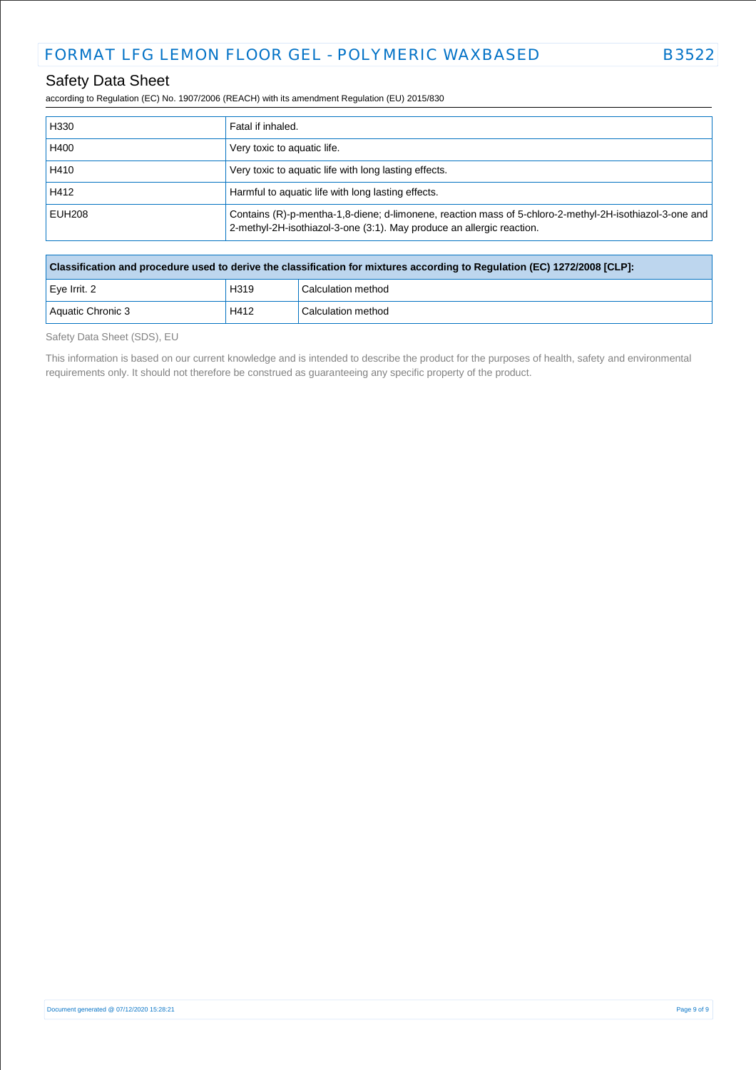| | |
|---|---|
| H330 | Fatal if inhaled. |
| H400 | Very toxic to aquatic life. |
| H410 | Very toxic to aquatic life with long lasting effects. |
| H412 | Harmful to aquatic life with long lasting effects. |
| EUH208 | Contains (R)-p-mentha-1,8-diene; d-limonene, reaction mass of 5-chloro-2-methyl-2H-isothiazol-3-one and 2-methyl-2H-isothiazol-3-one (3:1). May produce an allergic reaction. |

| **Classification and procedure used to derive the classification for mixtures according to Regulation (EC) 1272/2008 [CLP]:** | | |
|---|---|---|
| Eye Irrit. 2 | H319 | Calculation method |
| Aquatic Chronic 3 | H412 | Calculation method |

Safety Data Sheet (SDS), EU

This information is based on our current knowledge and is intended to describe the product for the purposes of health, safety and environmental requirements only. It should not therefore be construed as guaranteeing any specific property of the product.